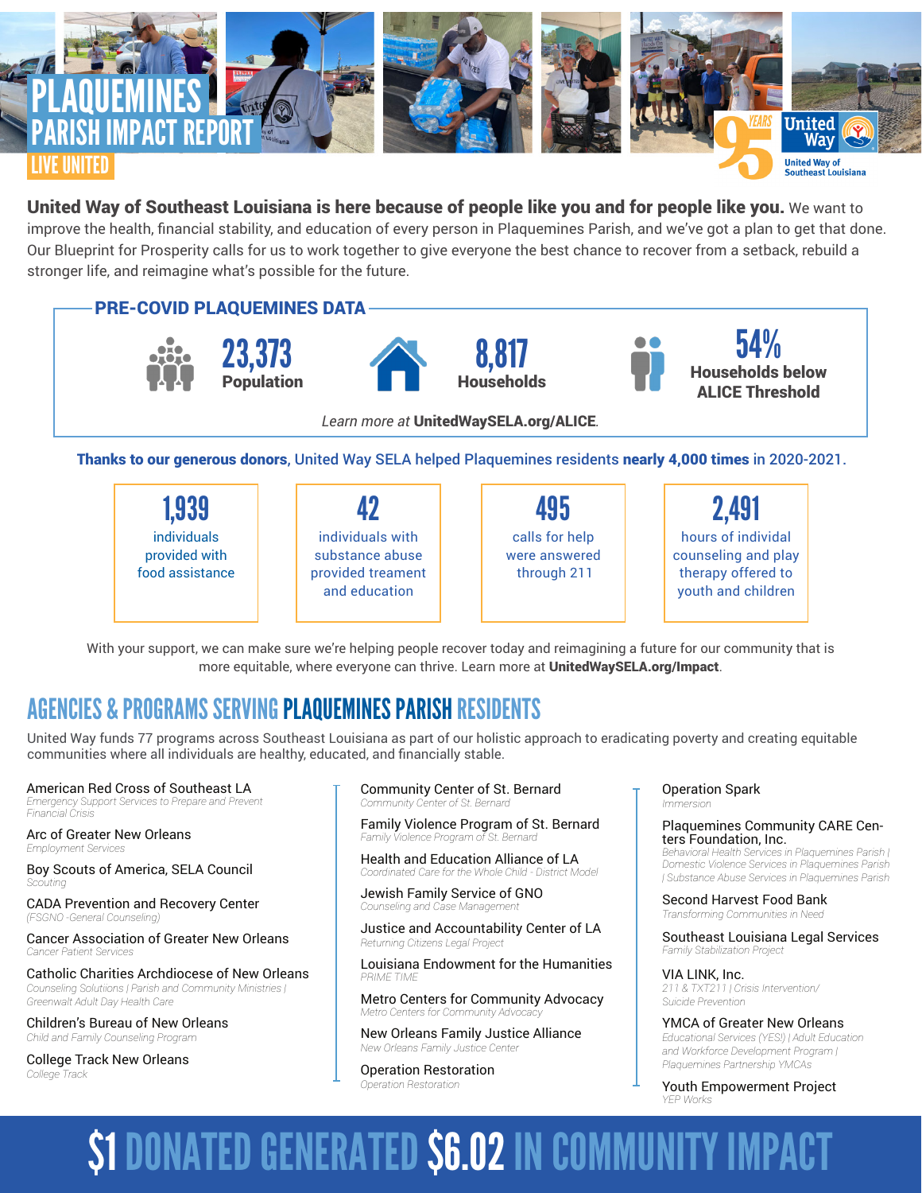# PLAQUEMINES PARISH IMPACT REPORT

LIVE UNITED

95 YEARS United Way — United Way of Southeast Louisiana

**United Way of Southeast Louisiana is here because of people like you and for people like you.** We want to improve the health, financial stability, and education of every person in Plaquemines Parish, and we've got a plan to get that done. Our Blueprint for Prosperity calls for us to work together to give everyone the best chance to recover from a setback, rebuild a stronger life, and reimagine what's possible for the future.

## PRE-COVID PLAQUEMINES DATA

**23,373** Population

**8,817** Households

**54%** Households below ALICE Threshold

*Learn more at* **UnitedWaySELA.org/ALICE**.

**Thanks to our generous donors,** United Way SELA helped Plaquemines residents **nearly 4,000 times** in 2020-2021.

**1,939** individuals provided with food assistance

**42** individuals with substance abuse provided treament and education

**495** calls for help were answered through 211

**2,491** hours of individal counseling and play therapy offered to youth and children

With your support, we can make sure we're helping people recover today and reimagining a future for our community that is more equitable, where everyone can thrive. Learn more at **UnitedWaySELA.org/Impact**.

## AGENCIES & PROGRAMS SERVING PLAQUEMINES PARISH RESIDENTS

United Way funds 77 programs across Southeast Louisiana as part of our holistic approach to eradicating poverty and creating equitable communities where all individuals are healthy, educated, and financially stable.

American Red Cross of Southeast LA
*Emergency Support Services to Prepare and Prevent Financial Crisis*

Arc of Greater New Orleans
*Employment Services*

Boy Scouts of America, SELA Council
*Scouting*

CADA Prevention and Recovery Center
*(FSGNO -General Counseling)*

Cancer Association of Greater New Orleans
*Cancer Patient Services*

Catholic Charities Archdiocese of New Orleans
*Counseling Solutions | Parish and Community Ministries | Greenwalt Adult Day Health Care*

Children's Bureau of New Orleans
*Child and Family Counseling Program*

College Track New Orleans
*College Track*

Community Center of St. Bernard
*Community Center of St. Bernard*

Family Violence Program of St. Bernard
*Family Violence Program of St. Bernard*

Health and Education Alliance of LA
*Coordinated Care for the Whole Child - District Model*

Jewish Family Service of GNO
*Counseling and Case Management*

Justice and Accountability Center of LA
*Returning Citizens Legal Project*

Louisiana Endowment for the Humanities
*PRIME TIME*

Metro Centers for Community Advocacy
*Metro Centers for Community Advocacy*

New Orleans Family Justice Alliance
*New Orleans Family Justice Center*

Operation Restoration
*Operation Restoration*

Operation Spark
*Immersion*

Plaquemines Community CARE Centers Foundation, Inc.
*Behavioral Health Services in Plaquemines Parish | Domestic Violence Services in Plaquemines Parish | Substance Abuse Services in Plaquemines Parish*

Second Harvest Food Bank
*Transforming Communities in Need*

Southeast Louisiana Legal Services
*Family Stabilization Project*

VIA LINK, Inc.
*211 & TXT211 | Crisis Intervention/ Suicide Prevention*

YMCA of Greater New Orleans
*Educational Services (YES!) | Adult Education and Workforce Development Program | Plaquemines Partnership YMCAs*

Youth Empowerment Project
*YEP Works*

## $1 DONATED GENERATED $6.02 IN COMMUNITY IMPACT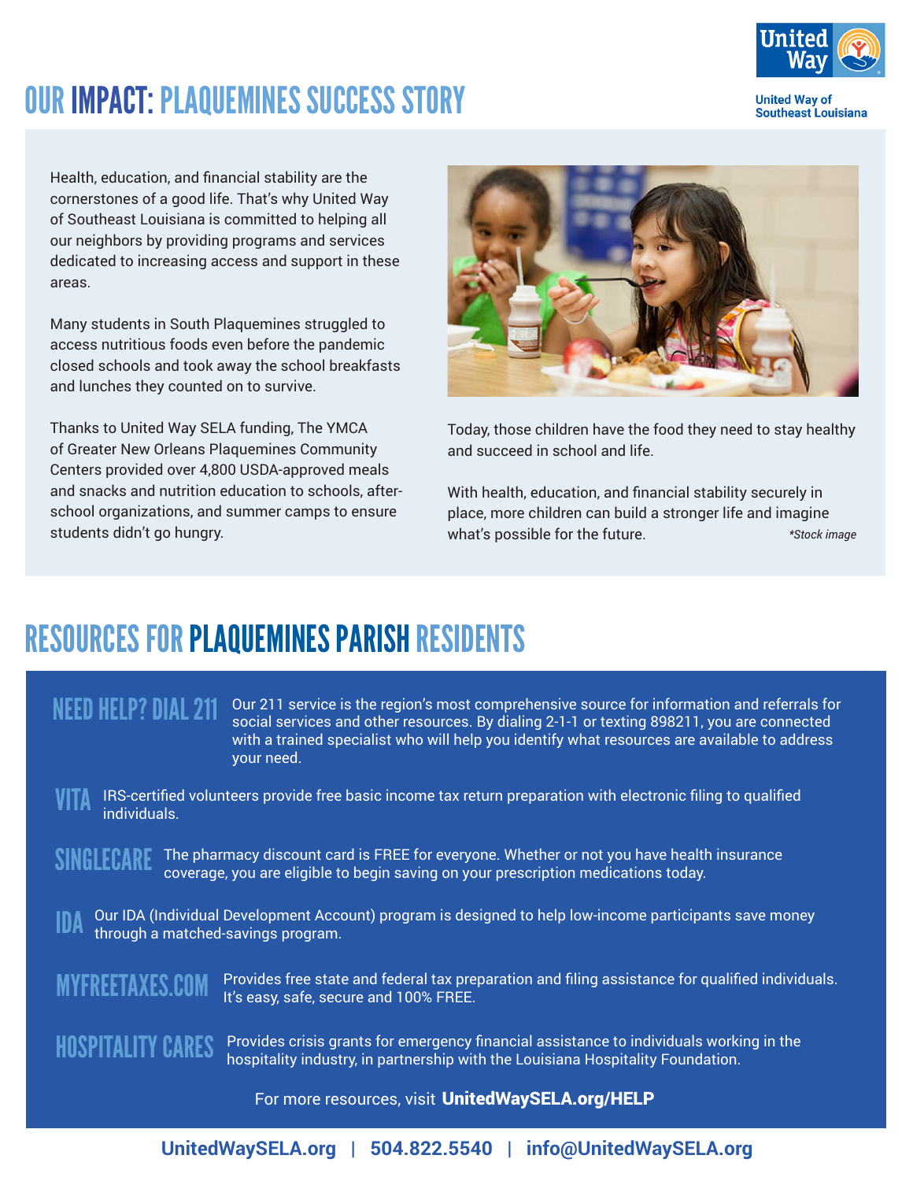# OUR IMPACT: PLAQUEMINES SUCCESS STORY

United Way of Southeast Louisiana

Health, education, and financial stability are the cornerstones of a good life. That's why United Way of Southeast Louisiana is committed to helping all our neighbors by providing programs and services dedicated to increasing access and support in these areas.

Many students in South Plaquemines struggled to access nutritious foods even before the pandemic closed schools and took away the school breakfasts and lunches they counted on to survive.

Thanks to United Way SELA funding, The YMCA of Greater New Orleans Plaquemines Community Centers provided over 4,800 USDA-approved meals and snacks and nutrition education to schools, after-school organizations, and summer camps to ensure students didn't go hungry.

Today, those children have the food they need to stay healthy and succeed in school and life.

With health, education, and financial stability securely in place, more children can build a stronger life and imagine what's possible for the future.

*Stock image

# RESOURCES FOR PLAQUEMINES PARISH RESIDENTS

**NEED HELP? DIAL 211** Our 211 service is the region's most comprehensive source for information and referrals for social services and other resources. By dialing 2-1-1 or texting 898211, you are connected with a trained specialist who will help you identify what resources are available to address your need.

**VITA** IRS-certified volunteers provide free basic income tax return preparation with electronic filing to qualified individuals.

**SINGLECARE** The pharmacy discount card is FREE for everyone. Whether or not you have health insurance coverage, you are eligible to begin saving on your prescription medications today.

**IDA** Our IDA (Individual Development Account) program is designed to help low-income participants save money through a matched-savings program.

**MYFREETAXES.COM** Provides free state and federal tax preparation and filing assistance for qualified individuals. It's easy, safe, secure and 100% FREE.

**HOSPITALITY CARES** Provides crisis grants for emergency financial assistance to individuals working in the hospitality industry, in partnership with the Louisiana Hospitality Foundation.

For more resources, visit **UnitedWaySELA.org/HELP**

**UnitedWaySELA.org | 504.822.5540 | info@UnitedWaySELA.org**